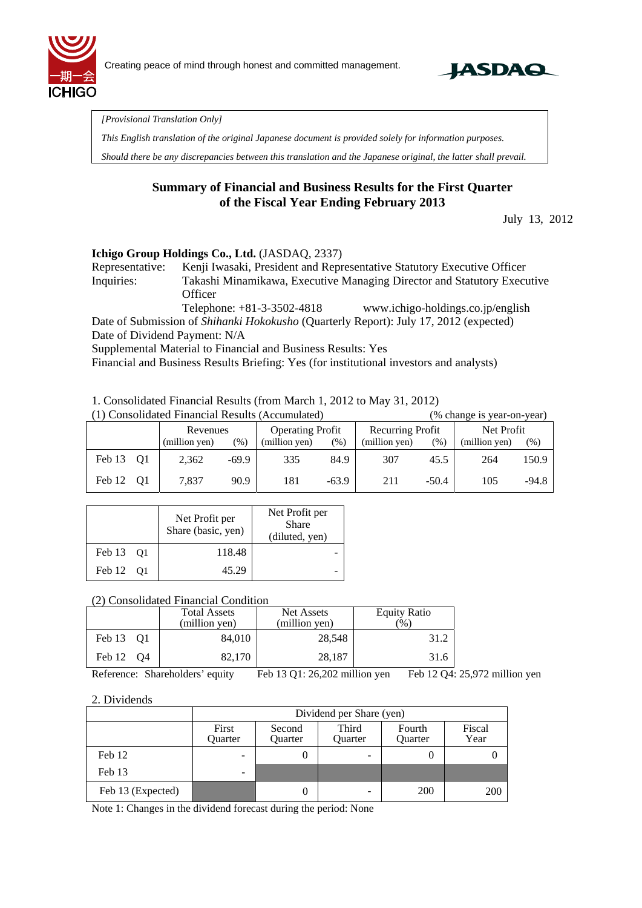Creating peace of mind through honest and committed management.

*[Provisional Translation Only]*

*This English translation of the original Japanese document is provided solely for information purposes.*

*Should there be any discrepancies between this translation and the Japanese original, the latter shall prevail.*

## Summary of Financial and Business Results for the First Quarter of the Fiscal Year Ending February 2013

July 13, 2012

**Ichigo Group Holdings Co., Ltd.** (JASDAQ, 2337)

Representative: Kenji Iwasaki, President and Representative Statutory Executive Officer

Inquiries: Takashi Minamikawa, Executive Managing Director and Statutory Executive Officer

Telephone: +81-3-3502-4818 www.ichigo-holdings.co.jp/english

Date of Submission of *Shihanki Hokokusho* (Quarterly Report): July 17, 2012 (expected)

Date of Dividend Payment: N/A

Supplemental Material to Financial and Business Results: Yes

Financial and Business Results Briefing: Yes (for institutional investors and analysts)

1. Consolidated Financial Results (from March 1, 2012 to May 31, 2012)

(1) Consolidated Financial Results (Accumulated) (% change is year-on-year)

| | Revenues | | Operating Profit | | Recurring Profit | | Net Profit | |
|---|---|---|---|---|---|---|---|---|
| | (million yen) | (%) | (million yen) | (%) | (million yen) | (%) | (million yen) | (%) |
| Feb 13 Q1 | 2,362 | -69.9 | 335 | 84.9 | 307 | 45.5 | 264 | 150.9 |
| Feb 12 Q1 | 7,837 | 90.9 | 181 | -63.9 | 211 | -50.4 | 105 | -94.8 |

| | Net Profit per Share (basic, yen) | Net Profit per Share (diluted, yen) |
|---|---|---|
| Feb 13 Q1 | 118.48 | - |
| Feb 12 Q1 | 45.29 | - |

(2) Consolidated Financial Condition

| | Total Assets (million yen) | Net Assets (million yen) | Equity Ratio (%) |
|---|---|---|---|
| Feb 13 Q1 | 84,010 | 28,548 | 31.2 |
| Feb 12 Q4 | 82,170 | 28,187 | 31.6 |

Reference: Shareholders' equity Feb 13 Q1: 26,202 million yen Feb 12 Q4: 25,972 million yen

2. Dividends

| | Dividend per Share (yen) | | | | |
|---|---|---|---|---|---|
| | First Quarter | Second Quarter | Third Quarter | Fourth Quarter | Fiscal Year |
| Feb 12 | - | 0 | - | 0 | 0 |
| Feb 13 | - | | | | |
| Feb 13 (Expected) | | 0 | - | 200 | 200 |

Note 1: Changes in the dividend forecast during the period: None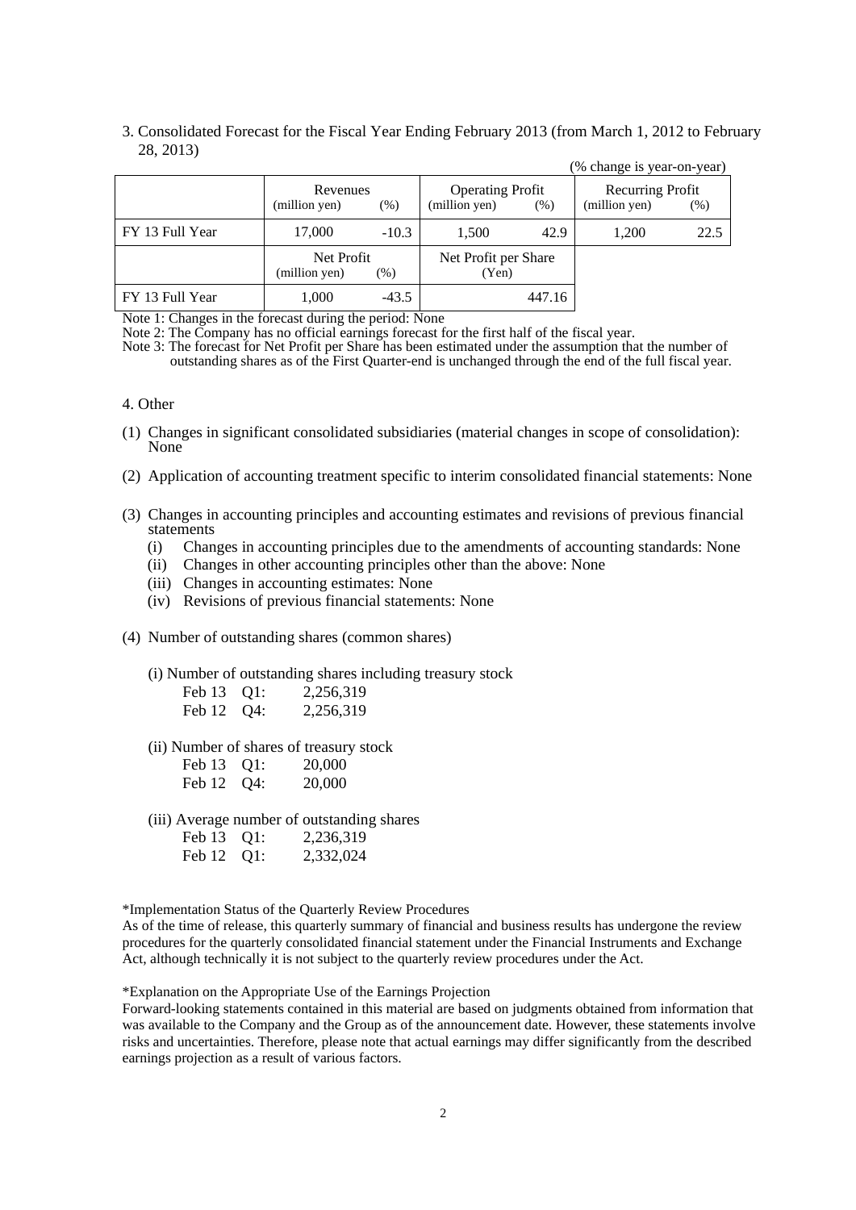3. Consolidated Forecast for the Fiscal Year Ending February 2013 (from March 1, 2012 to February 28, 2013)

(% change is year-on-year)

| | Revenues (million yen) | (%) | Operating Profit (million yen) | (%) | Recurring Profit (million yen) | (%) |
|---|---|---|---|---|---|---|
| FY 13 Full Year | 17,000 | -10.3 | 1,500 | 42.9 | 1,200 | 22.5 |

| | Net Profit (million yen) | (%) | Net Profit per Share (Yen) |
|---|---|---|---|
| FY 13 Full Year | 1,000 | -43.5 | 447.16 |

Note 1: Changes in the forecast during the period: None

Note 2: The Company has no official earnings forecast for the first half of the fiscal year.

Note 3: The forecast for Net Profit per Share has been estimated under the assumption that the number of outstanding shares as of the First Quarter-end is unchanged through the end of the full fiscal year.

4. Other

(1) Changes in significant consolidated subsidiaries (material changes in scope of consolidation): None

(2) Application of accounting treatment specific to interim consolidated financial statements: None

(3) Changes in accounting principles and accounting estimates and revisions of previous financial statements
   - (i) Changes in accounting principles due to the amendments of accounting standards: None
   - (ii) Changes in other accounting principles other than the above: None
   - (iii) Changes in accounting estimates: None
   - (iv) Revisions of previous financial statements: None

(4) Number of outstanding shares (common shares)

(i) Number of outstanding shares including treasury stock

| | |
|---|---|
| Feb 13 Q1: | 2,256,319 |
| Feb 12 Q4: | 2,256,319 |

(ii) Number of shares of treasury stock

| | |
|---|---|
| Feb 13 Q1: | 20,000 |
| Feb 12 Q4: | 20,000 |

(iii) Average number of outstanding shares

| | |
|---|---|
| Feb 13 Q1: | 2,236,319 |
| Feb 12 Q1: | 2,332,024 |

*Implementation Status of the Quarterly Review Procedures

As of the time of release, this quarterly summary of financial and business results has undergone the review procedures for the quarterly consolidated financial statement under the Financial Instruments and Exchange Act, although technically it is not subject to the quarterly review procedures under the Act.

*Explanation on the Appropriate Use of the Earnings Projection

Forward-looking statements contained in this material are based on judgments obtained from information that was available to the Company and the Group as of the announcement date. However, these statements involve risks and uncertainties. Therefore, please note that actual earnings may differ significantly from the described earnings projection as a result of various factors.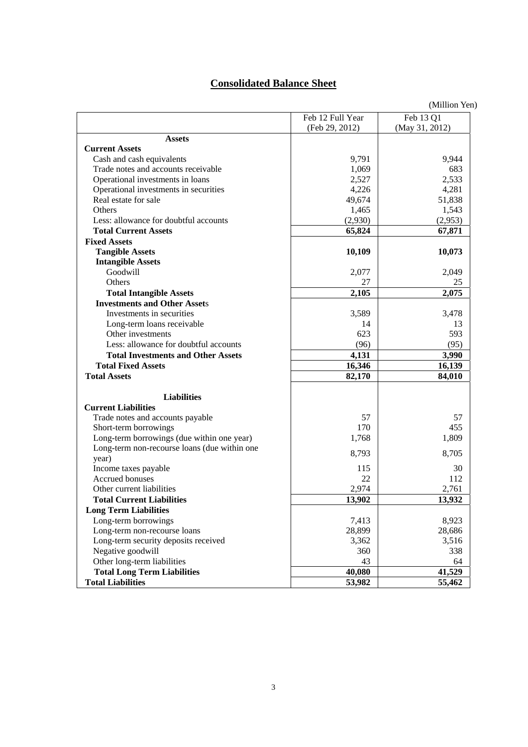# Consolidated Balance Sheet

(Million Yen)

| | Feb 12 Full Year (Feb 29, 2012) | Feb 13 Q1 (May 31, 2012) |
|---|---|---|
| **Assets** | | |
| **Current Assets** | | |
| Cash and cash equivalents | 9,791 | 9,944 |
| Trade notes and accounts receivable | 1,069 | 683 |
| Operational investments in loans | 2,527 | 2,533 |
| Operational investments in securities | 4,226 | 4,281 |
| Real estate for sale | 49,674 | 51,838 |
| Others | 1,465 | 1,543 |
| Less: allowance for doubtful accounts | (2,930) | (2,953) |
| **Total Current Assets** | **65,824** | **67,871** |
| **Fixed Assets** | | |
| **Tangible Assets** | **10,109** | **10,073** |
| **Intangible Assets** | | |
| Goodwill | 2,077 | 2,049 |
| Others | 27 | 25 |
| **Total Intangible Assets** | **2,105** | **2,075** |
| **Investments and Other Assets** | | |
| Investments in securities | 3,589 | 3,478 |
| Long-term loans receivable | 14 | 13 |
| Other investments | 623 | 593 |
| Less: allowance for doubtful accounts | (96) | (95) |
| **Total Investments and Other Assets** | **4,131** | **3,990** |
| **Total Fixed Assets** | **16,346** | **16,139** |
| **Total Assets** | **82,170** | **84,010** |
| **Liabilities** | | |
| **Current Liabilities** | | |
| Trade notes and accounts payable | 57 | 57 |
| Short-term borrowings | 170 | 455 |
| Long-term borrowings (due within one year) | 1,768 | 1,809 |
| Long-term non-recourse loans (due within one year) | 8,793 | 8,705 |
| Income taxes payable | 115 | 30 |
| Accrued bonuses | 22 | 112 |
| Other current liabilities | 2,974 | 2,761 |
| **Total Current Liabilities** | **13,902** | **13,932** |
| **Long Term Liabilities** | | |
| Long-term borrowings | 7,413 | 8,923 |
| Long-term non-recourse loans | 28,899 | 28,686 |
| Long-term security deposits received | 3,362 | 3,516 |
| Negative goodwill | 360 | 338 |
| Other long-term liabilities | 43 | 64 |
| **Total Long Term Liabilities** | **40,080** | **41,529** |
| **Total Liabilities** | **53,982** | **55,462** |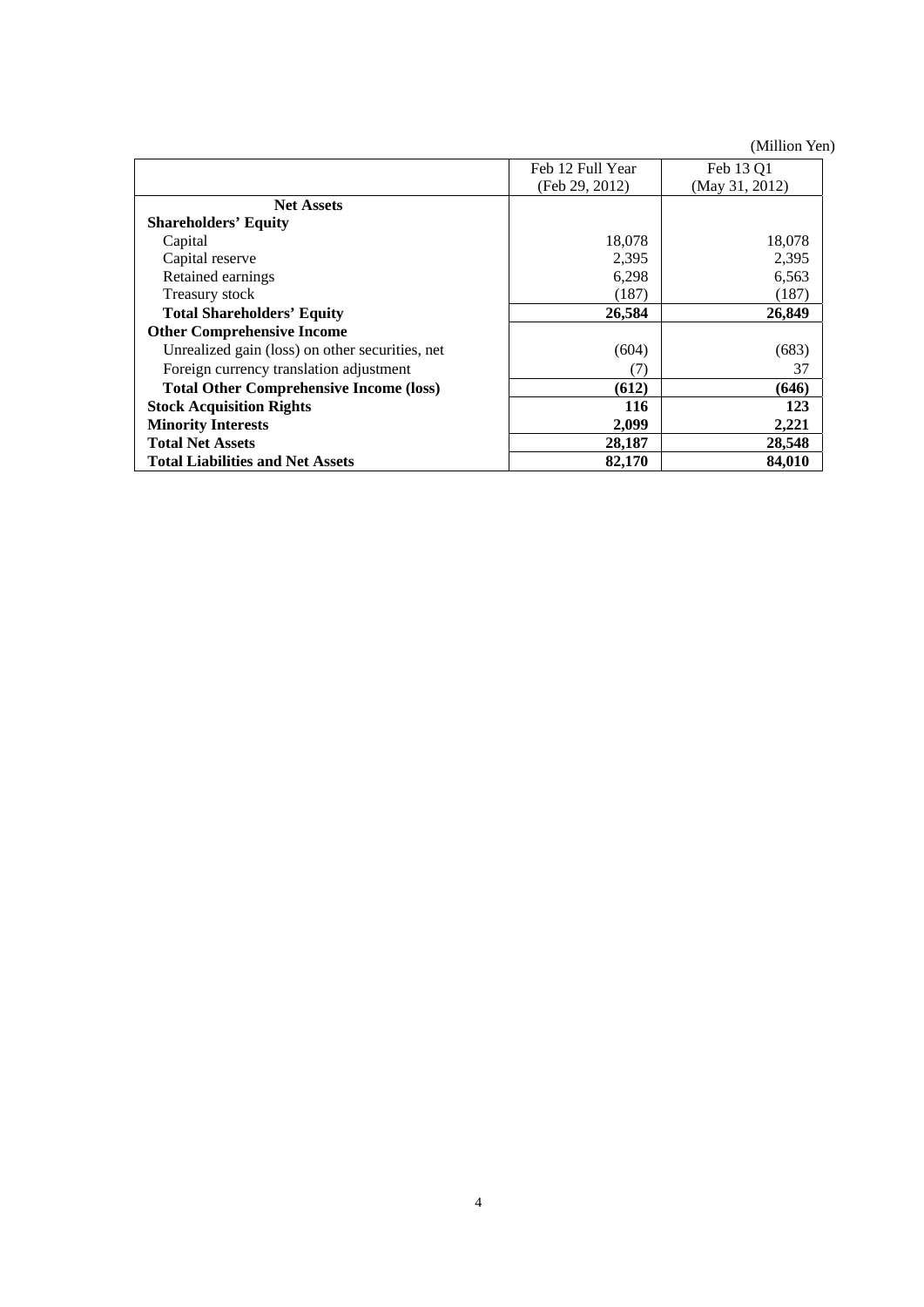(Million Yen)

| | Feb 12 Full Year (Feb 29, 2012) | Feb 13 Q1 (May 31, 2012) |
|---|---|---|
| **Net Assets** | | |
| **Shareholders' Equity** | | |
| Capital | 18,078 | 18,078 |
| Capital reserve | 2,395 | 2,395 |
| Retained earnings | 6,298 | 6,563 |
| Treasury stock | (187) | (187) |
| **Total Shareholders' Equity** | **26,584** | **26,849** |
| **Other Comprehensive Income** | | |
| Unrealized gain (loss) on other securities, net | (604) | (683) |
| Foreign currency translation adjustment | (7) | 37 |
| **Total Other Comprehensive Income (loss)** | **(612)** | **(646)** |
| **Stock Acquisition Rights** | **116** | **123** |
| **Minority Interests** | **2,099** | **2,221** |
| **Total Net Assets** | **28,187** | **28,548** |
| **Total Liabilities and Net Assets** | **82,170** | **84,010** |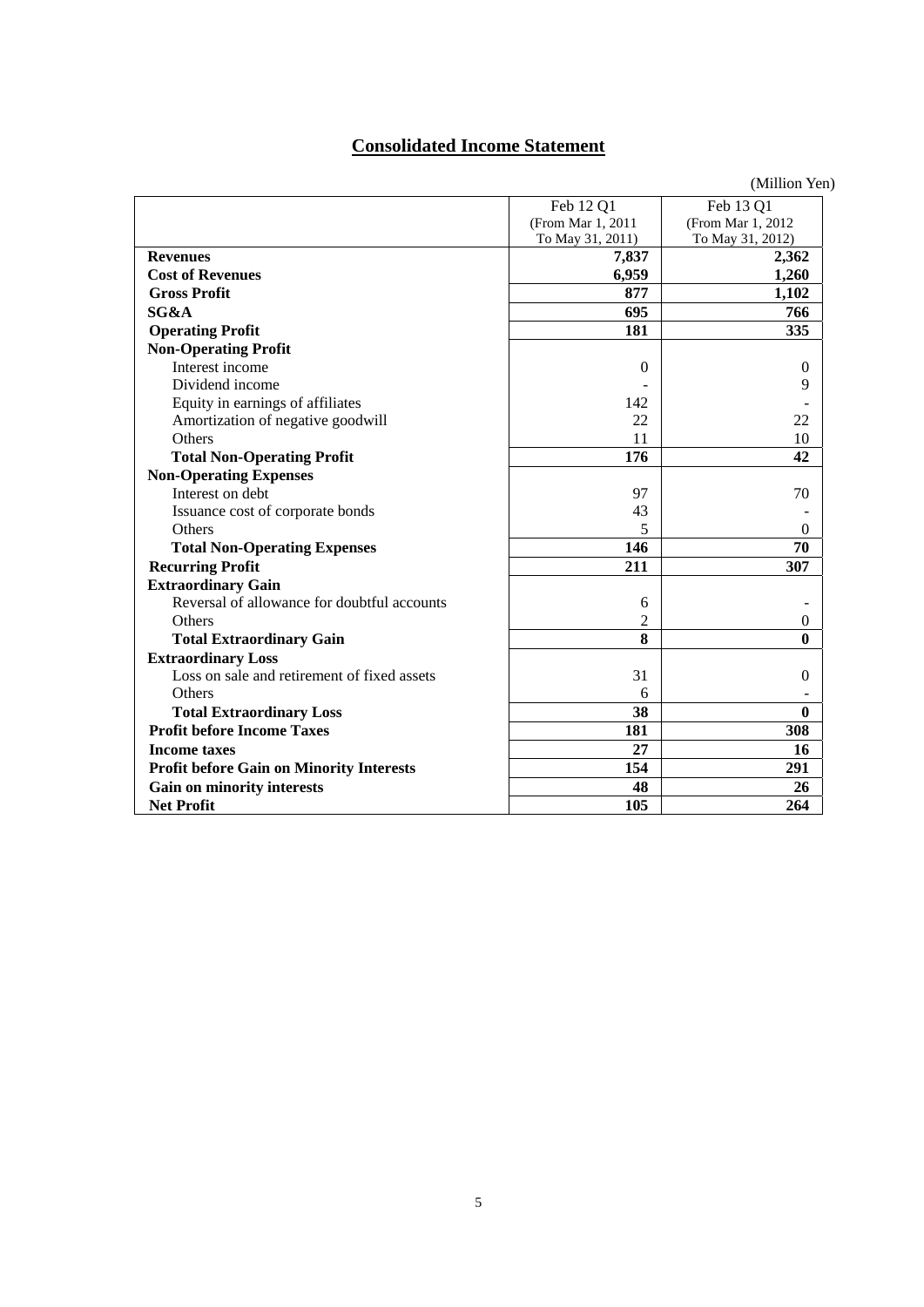## Consolidated Income Statement

(Million Yen)

| | Feb 12 Q1 (From Mar 1, 2011 To May 31, 2011) | Feb 13 Q1 (From Mar 1, 2012 To May 31, 2012) |
|---|---|---|
| **Revenues** | **7,837** | **2,362** |
| **Cost of Revenues** | **6,959** | **1,260** |
| **Gross Profit** | **877** | **1,102** |
| **SG&A** | **695** | **766** |
| **Operating Profit** | **181** | **335** |
| **Non-Operating Profit** | | |
| Interest income | 0 | 0 |
| Dividend income | - | 9 |
| Equity in earnings of affiliates | 142 | - |
| Amortization of negative goodwill | 22 | 22 |
| Others | 11 | 10 |
| **Total Non-Operating Profit** | **176** | **42** |
| **Non-Operating Expenses** | | |
| Interest on debt | 97 | 70 |
| Issuance cost of corporate bonds | 43 | - |
| Others | 5 | 0 |
| **Total Non-Operating Expenses** | **146** | **70** |
| **Recurring Profit** | **211** | **307** |
| **Extraordinary Gain** | | |
| Reversal of allowance for doubtful accounts | 6 | - |
| Others | 2 | 0 |
| **Total Extraordinary Gain** | **8** | **0** |
| **Extraordinary Loss** | | |
| Loss on sale and retirement of fixed assets | 31 | 0 |
| Others | 6 | - |
| **Total Extraordinary Loss** | **38** | **0** |
| **Profit before Income Taxes** | **181** | **308** |
| **Income taxes** | **27** | **16** |
| **Profit before Gain on Minority Interests** | **154** | **291** |
| **Gain on minority interests** | **48** | **26** |
| **Net Profit** | **105** | **264** |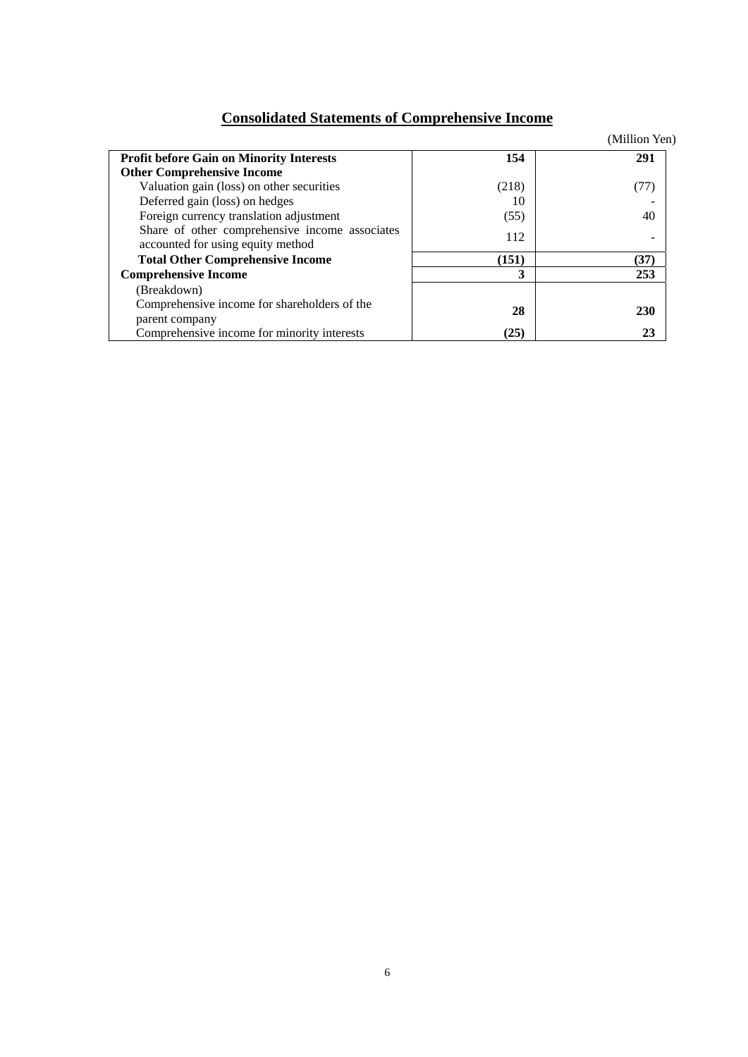## Consolidated Statements of Comprehensive Income

(Million Yen)

| | | |
|---|---|---|
| **Profit before Gain on Minority Interests** | **154** | **291** |
| **Other Comprehensive Income** | | |
| Valuation gain (loss) on other securities | (218) | (77) |
| Deferred gain (loss) on hedges | 10 | - |
| Foreign currency translation adjustment | (55) | 40 |
| Share of other comprehensive income associates accounted for using equity method | 112 | - |
| **Total Other Comprehensive Income** | **(151)** | **(37)** |
| **Comprehensive Income** | **3** | **253** |
| (Breakdown) | | |
| Comprehensive income for shareholders of the parent company | **28** | **230** |
| Comprehensive income for minority interests | **(25)** | **23** |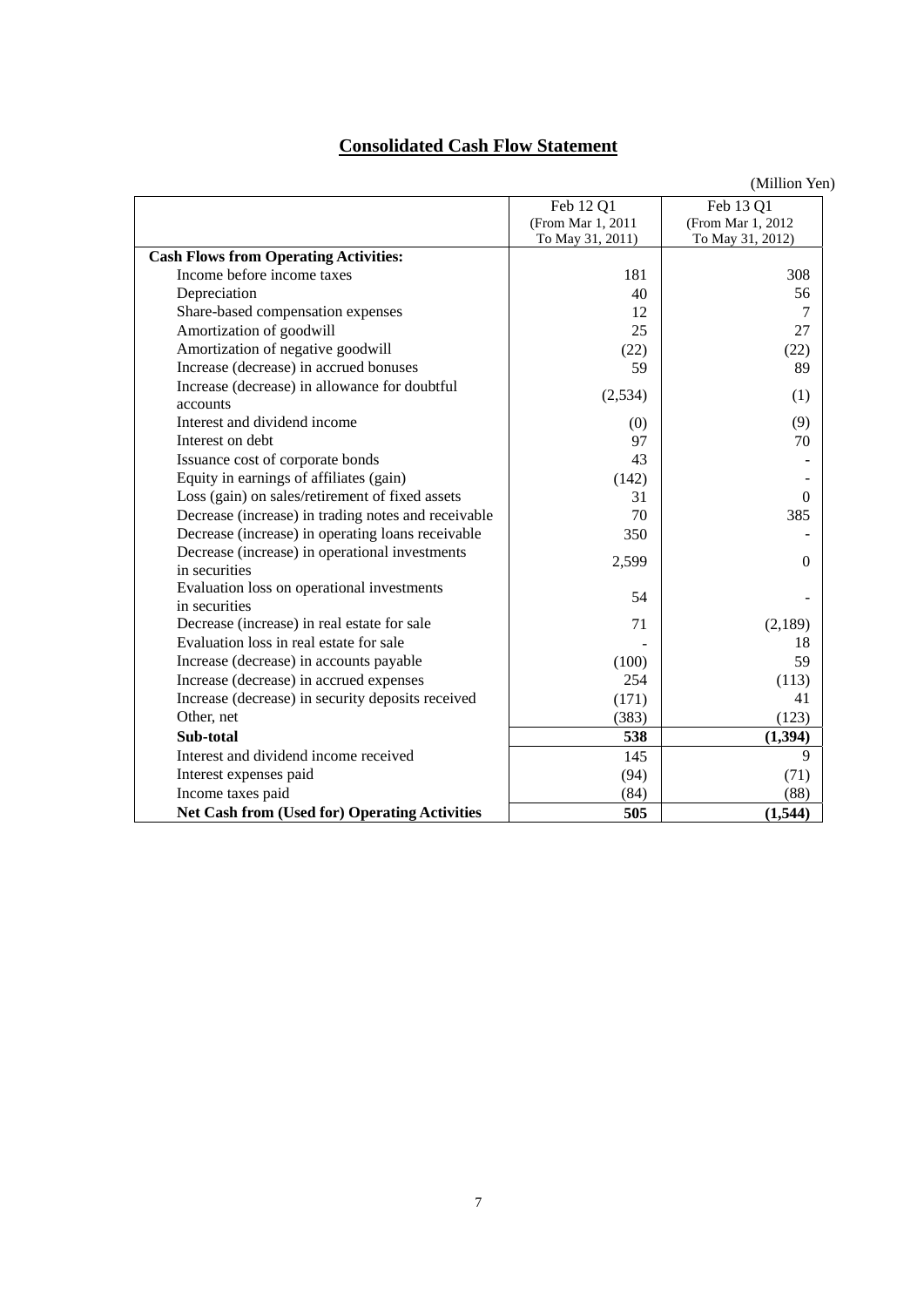# Consolidated Cash Flow Statement

(Million Yen)

| | Feb 12 Q1 (From Mar 1, 2011 To May 31, 2011) | Feb 13 Q1 (From Mar 1, 2012 To May 31, 2012) |
|---|---|---|
| **Cash Flows from Operating Activities:** | | |
| Income before income taxes | 181 | 308 |
| Depreciation | 40 | 56 |
| Share-based compensation expenses | 12 | 7 |
| Amortization of goodwill | 25 | 27 |
| Amortization of negative goodwill | (22) | (22) |
| Increase (decrease) in accrued bonuses | 59 | 89 |
| Increase (decrease) in allowance for doubtful accounts | (2,534) | (1) |
| Interest and dividend income | (0) | (9) |
| Interest on debt | 97 | 70 |
| Issuance cost of corporate bonds | 43 | - |
| Equity in earnings of affiliates (gain) | (142) | - |
| Loss (gain) on sales/retirement of fixed assets | 31 | 0 |
| Decrease (increase) in trading notes and receivable | 70 | 385 |
| Decrease (increase) in operating loans receivable | 350 | - |
| Decrease (increase) in operational investments in securities | 2,599 | 0 |
| Evaluation loss on operational investments in securities | 54 | - |
| Decrease (increase) in real estate for sale | 71 | (2,189) |
| Evaluation loss in real estate for sale | - | 18 |
| Increase (decrease) in accounts payable | (100) | 59 |
| Increase (decrease) in accrued expenses | 254 | (113) |
| Increase (decrease) in security deposits received | (171) | 41 |
| Other, net | (383) | (123) |
| **Sub-total** | **538** | **(1,394)** |
| Interest and dividend income received | 145 | 9 |
| Interest expenses paid | (94) | (71) |
| Income taxes paid | (84) | (88) |
| **Net Cash from (Used for) Operating Activities** | **505** | **(1,544)** |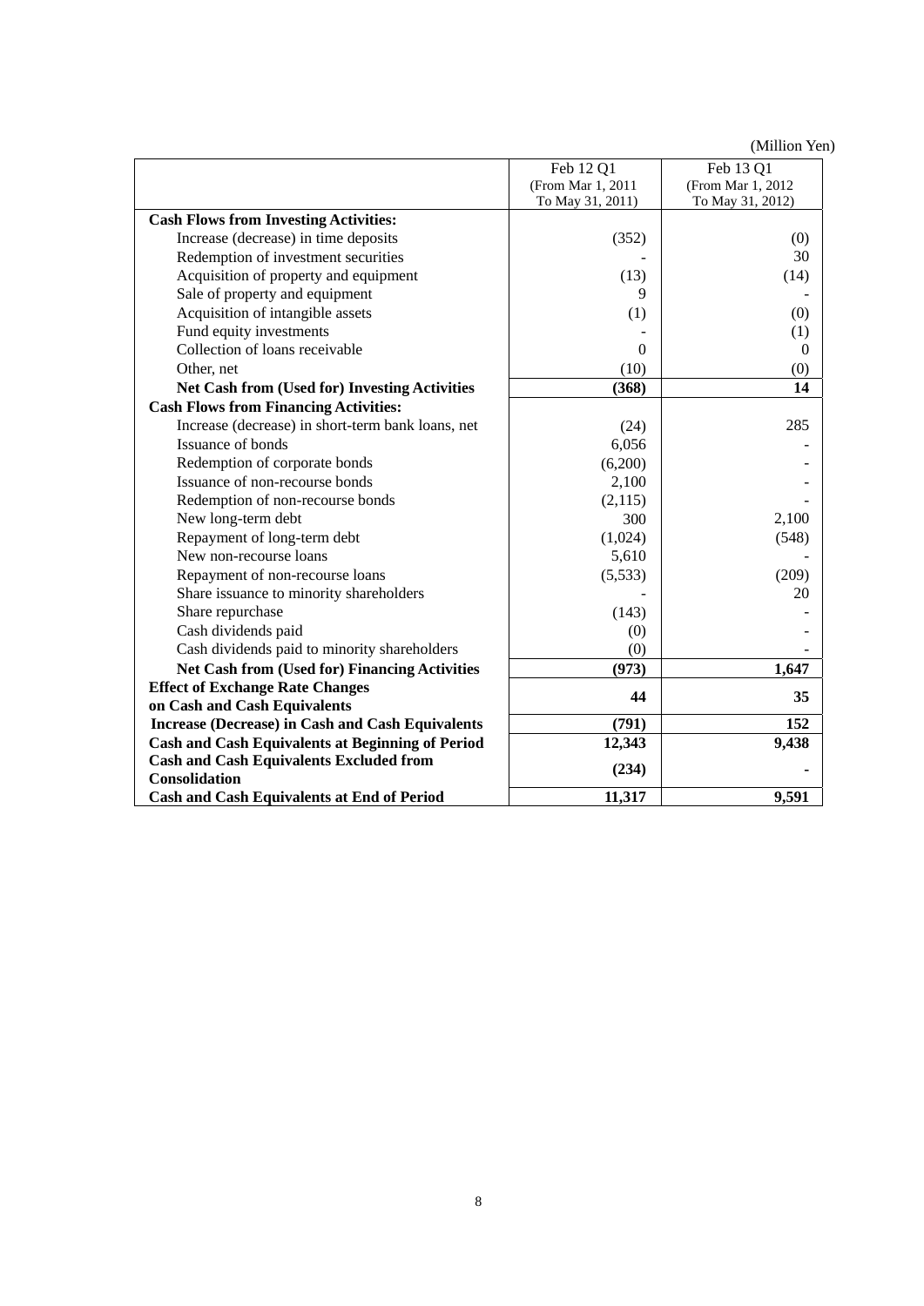(Million Yen)

| | Feb 12 Q1 (From Mar 1, 2011 To May 31, 2011) | Feb 13 Q1 (From Mar 1, 2012 To May 31, 2012) |
|---|---|---|
| **Cash Flows from Investing Activities:** | | |
| Increase (decrease) in time deposits | (352) | (0) |
| Redemption of investment securities | - | 30 |
| Acquisition of property and equipment | (13) | (14) |
| Sale of property and equipment | 9 | - |
| Acquisition of intangible assets | (1) | (0) |
| Fund equity investments | - | (1) |
| Collection of loans receivable | 0 | 0 |
| Other, net | (10) | (0) |
| **Net Cash from (Used for) Investing Activities** | **(368)** | **14** |
| **Cash Flows from Financing Activities:** | | |
| Increase (decrease) in short-term bank loans, net | (24) | 285 |
| Issuance of bonds | 6,056 | - |
| Redemption of corporate bonds | (6,200) | - |
| Issuance of non-recourse bonds | 2,100 | - |
| Redemption of non-recourse bonds | (2,115) | - |
| New long-term debt | 300 | 2,100 |
| Repayment of long-term debt | (1,024) | (548) |
| New non-recourse loans | 5,610 | - |
| Repayment of non-recourse loans | (5,533) | (209) |
| Share issuance to minority shareholders | - | 20 |
| Share repurchase | (143) | - |
| Cash dividends paid | (0) | - |
| Cash dividends paid to minority shareholders | (0) | - |
| **Net Cash from (Used for) Financing Activities** | **(973)** | **1,647** |
| **Effect of Exchange Rate Changes on Cash and Cash Equivalents** | **44** | **35** |
| **Increase (Decrease) in Cash and Cash Equivalents** | **(791)** | **152** |
| **Cash and Cash Equivalents at Beginning of Period** | **12,343** | **9,438** |
| **Cash and Cash Equivalents Excluded from Consolidation** | **(234)** | **-** |
| **Cash and Cash Equivalents at End of Period** | **11,317** | **9,591** |